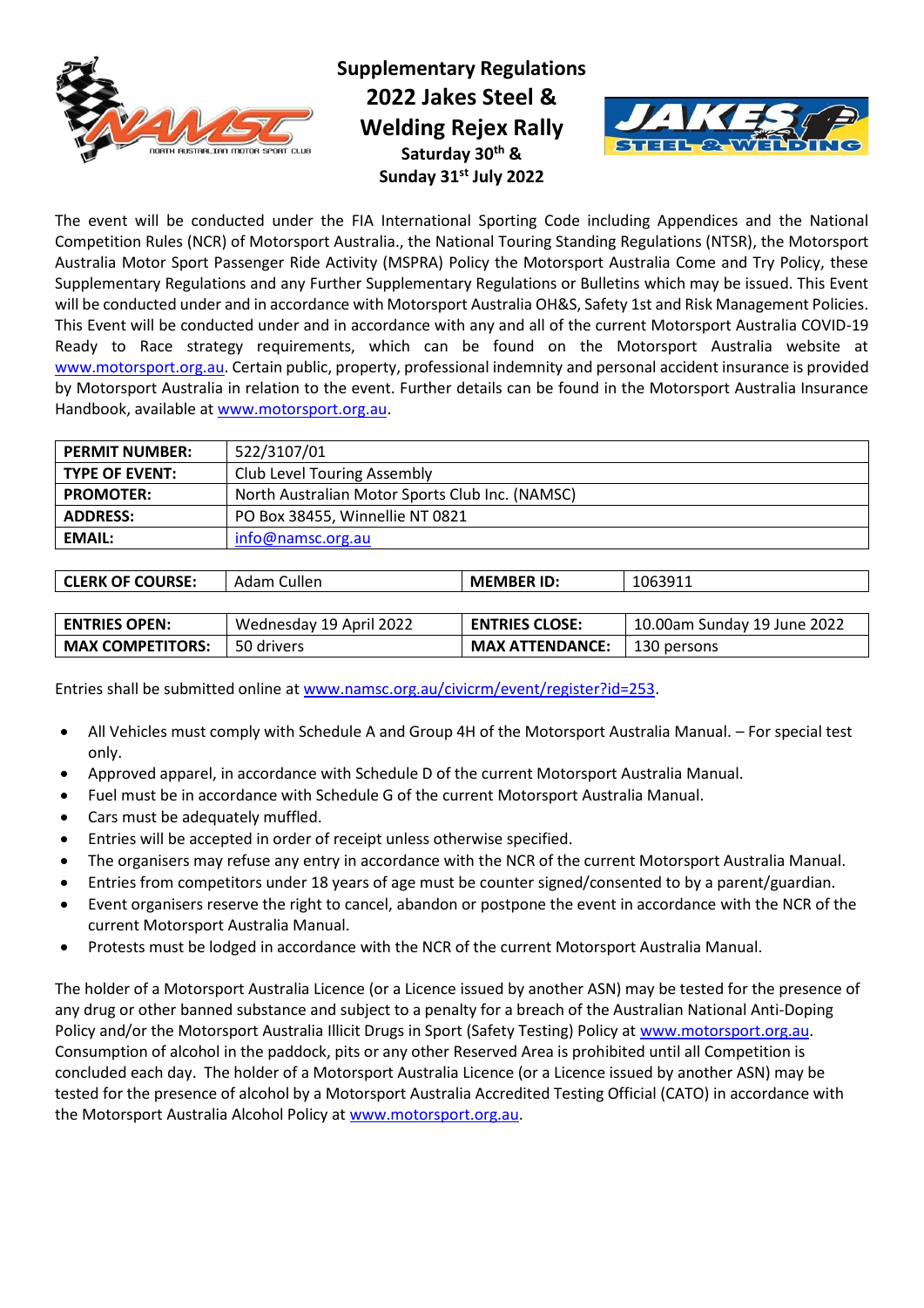# Supplementary Regulations
# 2022 Jakes Steel & Welding Rejex Rally

**Saturday 30th & Sunday 31st July 2022**

The event will be conducted under the FIA International Sporting Code including Appendices and the National Competition Rules (NCR) of Motorsport Australia., the National Touring Standing Regulations (NTSR), the Motorsport Australia Motor Sport Passenger Ride Activity (MSPRA) Policy the Motorsport Australia Come and Try Policy, these Supplementary Regulations and any Further Supplementary Regulations or Bulletins which may be issued. This Event will be conducted under and in accordance with Motorsport Australia OH&S, Safety 1st and Risk Management Policies. This Event will be conducted under and in accordance with any and all of the current Motorsport Australia COVID-19 Ready to Race strategy requirements, which can be found on the Motorsport Australia website at www.motorsport.org.au. Certain public, property, professional indemnity and personal accident insurance is provided by Motorsport Australia in relation to the event. Further details can be found in the Motorsport Australia Insurance Handbook, available at www.motorsport.org.au.

| **PERMIT NUMBER:** | 522/3107/01 |
|---|---|
| **TYPE OF EVENT:** | Club Level Touring Assembly |
| **PROMOTER:** | North Australian Motor Sports Club Inc. (NAMSC) |
| **ADDRESS:** | PO Box 38455, Winnellie NT 0821 |
| **EMAIL:** | info@namsc.org.au |

| **CLERK OF COURSE:** | Adam Cullen | **MEMBER ID:** | 1063911 |
|---|---|---|---|

| **ENTRIES OPEN:** | Wednesday 19 April 2022 | **ENTRIES CLOSE:** | 10.00am Sunday 19 June 2022 |
|---|---|---|---|
| **MAX COMPETITORS:** | 50 drivers | **MAX ATTENDANCE:** | 130 persons |

Entries shall be submitted online at www.namsc.org.au/civicrm/event/register?id=253.

- All Vehicles must comply with Schedule A and Group 4H of the Motorsport Australia Manual. – For special test only.
- Approved apparel, in accordance with Schedule D of the current Motorsport Australia Manual.
- Fuel must be in accordance with Schedule G of the current Motorsport Australia Manual.
- Cars must be adequately muffled.
- Entries will be accepted in order of receipt unless otherwise specified.
- The organisers may refuse any entry in accordance with the NCR of the current Motorsport Australia Manual.
- Entries from competitors under 18 years of age must be counter signed/consented to by a parent/guardian.
- Event organisers reserve the right to cancel, abandon or postpone the event in accordance with the NCR of the current Motorsport Australia Manual.
- Protests must be lodged in accordance with the NCR of the current Motorsport Australia Manual.

The holder of a Motorsport Australia Licence (or a Licence issued by another ASN) may be tested for the presence of any drug or other banned substance and subject to a penalty for a breach of the Australian National Anti-Doping Policy and/or the Motorsport Australia Illicit Drugs in Sport (Safety Testing) Policy at www.motorsport.org.au. Consumption of alcohol in the paddock, pits or any other Reserved Area is prohibited until all Competition is concluded each day. The holder of a Motorsport Australia Licence (or a Licence issued by another ASN) may be tested for the presence of alcohol by a Motorsport Australia Accredited Testing Official (CATO) in accordance with the Motorsport Australia Alcohol Policy at www.motorsport.org.au.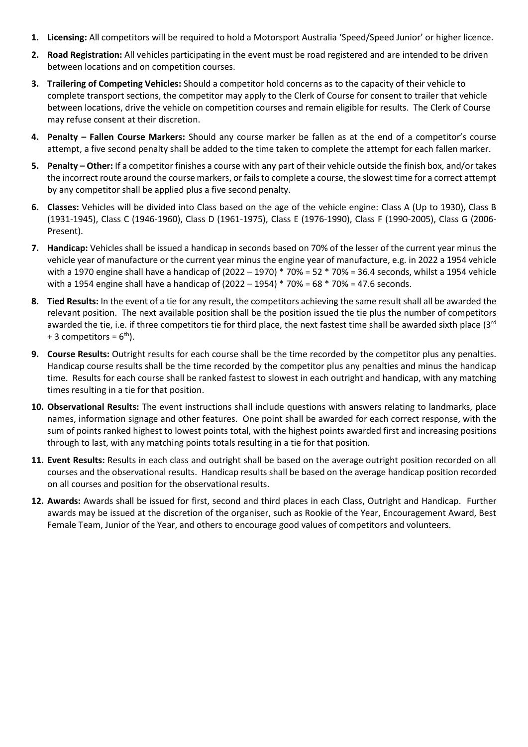1. **Licensing:** All competitors will be required to hold a Motorsport Australia 'Speed/Speed Junior' or higher licence.
2. **Road Registration:** All vehicles participating in the event must be road registered and are intended to be driven between locations and on competition courses.
3. **Trailering of Competing Vehicles:** Should a competitor hold concerns as to the capacity of their vehicle to complete transport sections, the competitor may apply to the Clerk of Course for consent to trailer that vehicle between locations, drive the vehicle on competition courses and remain eligible for results. The Clerk of Course may refuse consent at their discretion.
4. **Penalty – Fallen Course Markers:** Should any course marker be fallen as at the end of a competitor's course attempt, a five second penalty shall be added to the time taken to complete the attempt for each fallen marker.
5. **Penalty – Other:** If a competitor finishes a course with any part of their vehicle outside the finish box, and/or takes the incorrect route around the course markers, or fails to complete a course, the slowest time for a correct attempt by any competitor shall be applied plus a five second penalty.
6. **Classes:** Vehicles will be divided into Class based on the age of the vehicle engine: Class A (Up to 1930), Class B (1931-1945), Class C (1946-1960), Class D (1961-1975), Class E (1976-1990), Class F (1990-2005), Class G (2006-Present).
7. **Handicap:** Vehicles shall be issued a handicap in seconds based on 70% of the lesser of the current year minus the vehicle year of manufacture or the current year minus the engine year of manufacture, e.g. in 2022 a 1954 vehicle with a 1970 engine shall have a handicap of (2022 – 1970) * 70% = 52 * 70% = 36.4 seconds, whilst a 1954 vehicle with a 1954 engine shall have a handicap of (2022 – 1954) * 70% = 68 * 70% = 47.6 seconds.
8. **Tied Results:** In the event of a tie for any result, the competitors achieving the same result shall all be awarded the relevant position. The next available position shall be the position issued the tie plus the number of competitors awarded the tie, i.e. if three competitors tie for third place, the next fastest time shall be awarded sixth place (3rd + 3 competitors = 6th).
9. **Course Results:** Outright results for each course shall be the time recorded by the competitor plus any penalties. Handicap course results shall be the time recorded by the competitor plus any penalties and minus the handicap time. Results for each course shall be ranked fastest to slowest in each outright and handicap, with any matching times resulting in a tie for that position.
10. **Observational Results:** The event instructions shall include questions with answers relating to landmarks, place names, information signage and other features. One point shall be awarded for each correct response, with the sum of points ranked highest to lowest points total, with the highest points awarded first and increasing positions through to last, with any matching points totals resulting in a tie for that position.
11. **Event Results:** Results in each class and outright shall be based on the average outright position recorded on all courses and the observational results. Handicap results shall be based on the average handicap position recorded on all courses and position for the observational results.
12. **Awards:** Awards shall be issued for first, second and third places in each Class, Outright and Handicap. Further awards may be issued at the discretion of the organiser, such as Rookie of the Year, Encouragement Award, Best Female Team, Junior of the Year, and others to encourage good values of competitors and volunteers.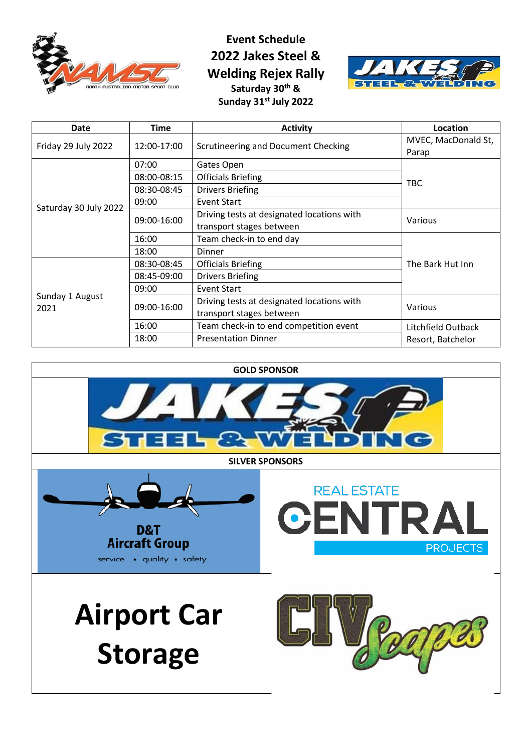# Event Schedule
## 2022 Jakes Steel & Welding Rejex Rally
**Saturday 30th & Sunday 31st July 2022**

| Date | Time | Activity | Location |
|---|---|---|---|
| Friday 29 July 2022 | 12:00-17:00 | Scrutineering and Document Checking | MVEC, MacDonald St, Parap |
| Saturday 30 July 2022 | 07:00 | Gates Open | TBC |
| | 08:00-08:15 | Officials Briefing | |
| | 08:30-08:45 | Drivers Briefing | |
| | 09:00 | Event Start | |
| | 09:00-16:00 | Driving tests at designated locations with transport stages between | Various |
| | 16:00 | Team check-in to end day | The Bark Hut Inn |
| | 18:00 | Dinner | |
| Sunday 1 August 2021 | 08:30-08:45 | Officials Briefing | |
| | 08:45-09:00 | Drivers Briefing | |
| | 09:00 | Event Start | |
| | 09:00-16:00 | Driving tests at designated locations with transport stages between | Various |
| | 16:00 | Team check-in to end competition event | Litchfield Outback Resort, Batchelor |
| | 18:00 | Presentation Dinner | |

**GOLD SPONSOR**

JAKES STEEL & WELDING

**SILVER SPONSORS**

D&T Aircraft Group — service • quality • safety

REAL ESTATE CENTRAL PROJECTS

**Airport Car Storage**

CIV Scapes